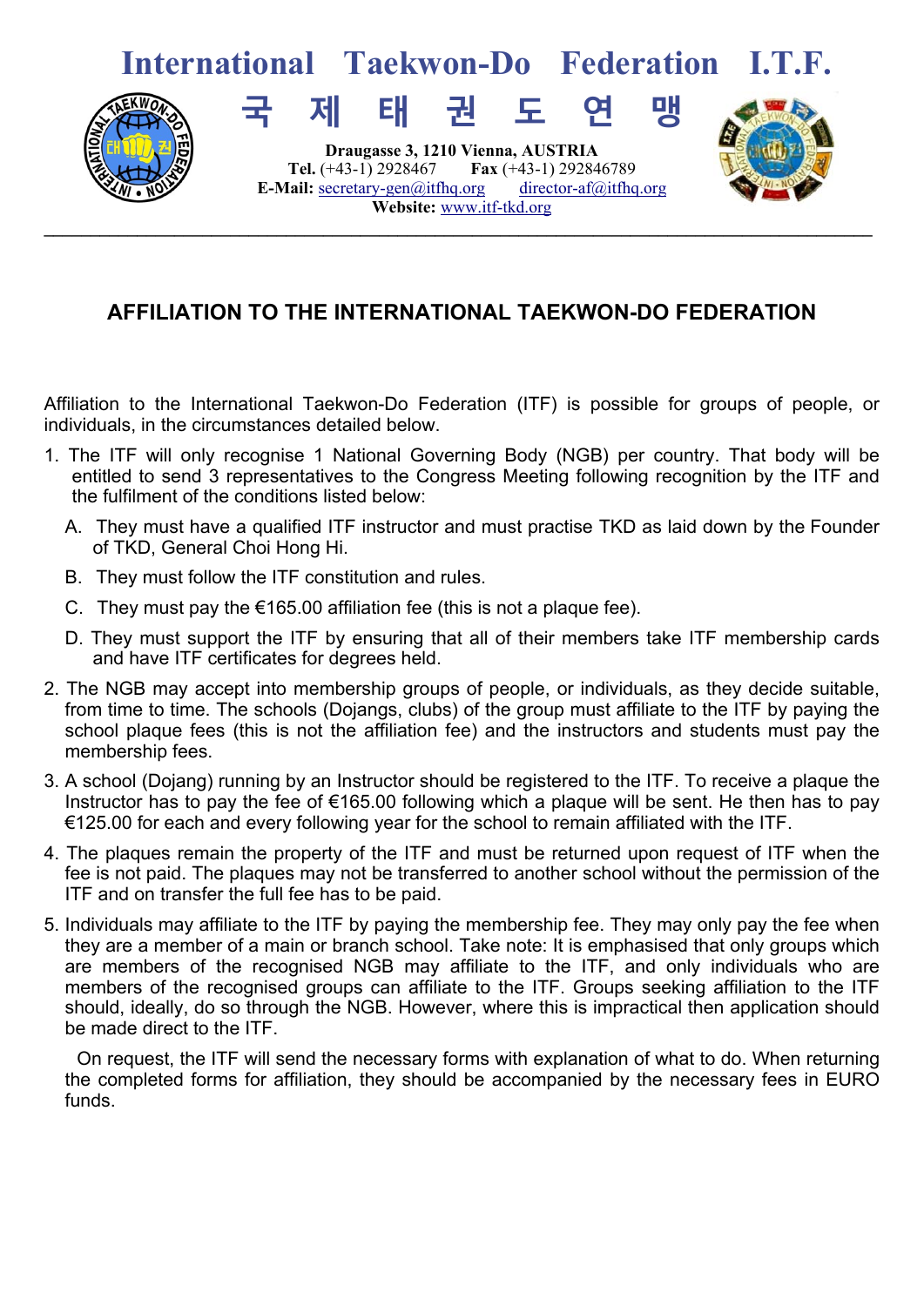# International Taekwon-Do Federation I.T.F.

**국 제 태 권 도 연 맹**

**Draugasse 3, 1210 Vienna, AUSTRIA**
**Tel.** (+43-1) 2928467 **Fax** (+43-1) 292846789
**E-Mail:** secretary-gen@itfhq.org director-af@itfhq.org
**Website:** www.itf-tkd.org

---

## AFFILIATION TO THE INTERNATIONAL TAEKWON-DO FEDERATION

Affiliation to the International Taekwon-Do Federation (ITF) is possible for groups of people, or individuals, in the circumstances detailed below.

1. The ITF will only recognise 1 National Governing Body (NGB) per country. That body will be entitled to send 3 representatives to the Congress Meeting following recognition by the ITF and the fulfilment of the conditions listed below:

   A. They must have a qualified ITF instructor and must practise TKD as laid down by the Founder of TKD, General Choi Hong Hi.

   B. They must follow the ITF constitution and rules.

   C. They must pay the €165.00 affiliation fee (this is not a plaque fee).

   D. They must support the ITF by ensuring that all of their members take ITF membership cards and have ITF certificates for degrees held.

2. The NGB may accept into membership groups of people, or individuals, as they decide suitable, from time to time. The schools (Dojangs, clubs) of the group must affiliate to the ITF by paying the school plaque fees (this is not the affiliation fee) and the instructors and students must pay the membership fees.

3. A school (Dojang) running by an Instructor should be registered to the ITF. To receive a plaque the Instructor has to pay the fee of €165.00 following which a plaque will be sent. He then has to pay €125.00 for each and every following year for the school to remain affiliated with the ITF.

4. The plaques remain the property of the ITF and must be returned upon request of ITF when the fee is not paid. The plaques may not be transferred to another school without the permission of the ITF and on transfer the full fee has to be paid.

5. Individuals may affiliate to the ITF by paying the membership fee. They may only pay the fee when they are a member of a main or branch school. Take note: It is emphasised that only groups which are members of the recognised NGB may affiliate to the ITF, and only individuals who are members of the recognised groups can affiliate to the ITF. Groups seeking affiliation to the ITF should, ideally, do so through the NGB. However, where this is impractical then application should be made direct to the ITF.

   On request, the ITF will send the necessary forms with explanation of what to do. When returning the completed forms for affiliation, they should be accompanied by the necessary fees in EURO funds.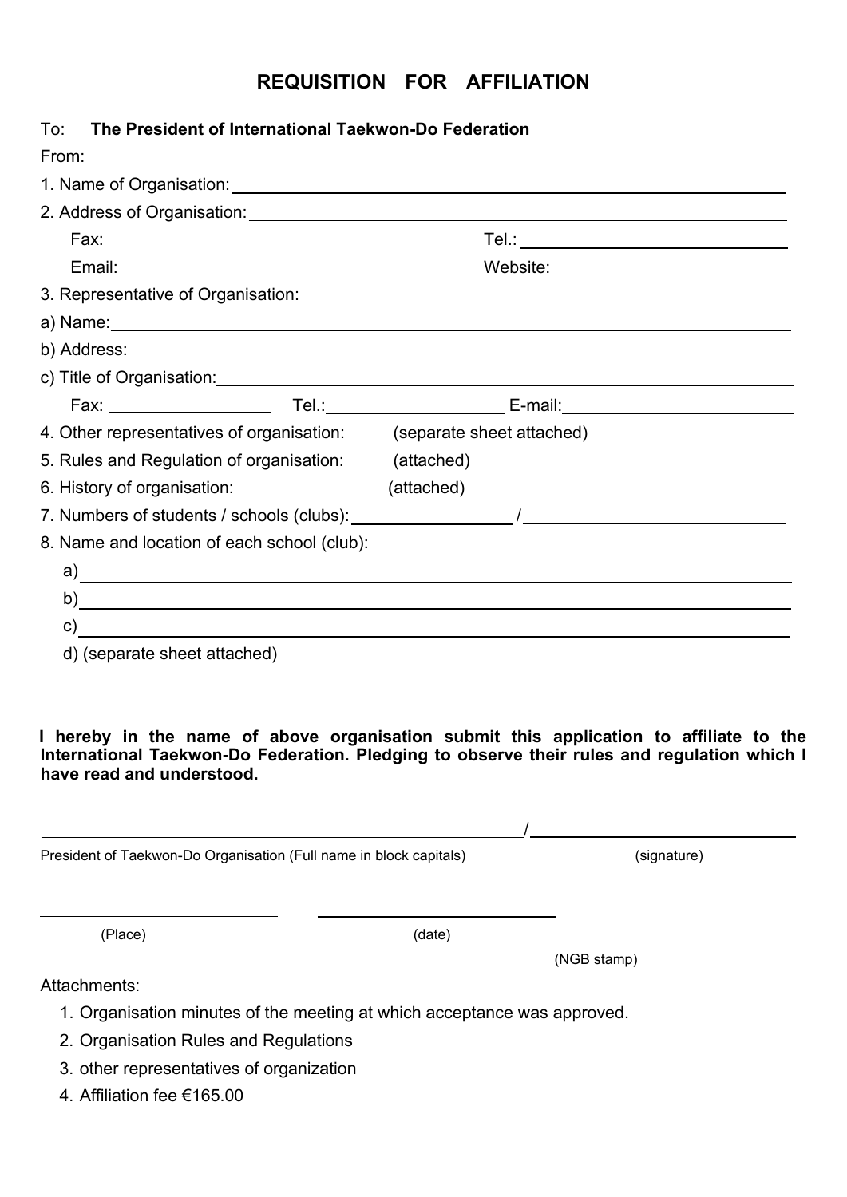# REQUISITION FOR AFFILIATION

To: **The President of International Taekwon-Do Federation**

From:

1. Name of Organisation: ______________________________

2. Address of Organisation: ______________________________

   Fax: ______________________ Tel.: ______________________

   Email: ______________________ Website: ______________________

3. Representative of Organisation:

a) Name: ______________________________

b) Address: ______________________________

c) Title of Organisation: ______________________________

   Fax: ______________ Tel.: ______________ E-mail: ______________

4. Other representatives of organisation: (separate sheet attached)

5. Rules and Regulation of organisation: (attached)

6. History of organisation: (attached)

7. Numbers of students / schools (clubs): ______________ / ______________

8. Name and location of each school (club):

   a) ______________________________

   b) ______________________________

   c) ______________________________

   d) (separate sheet attached)

**I hereby in the name of above organisation submit this application to affiliate to the International Taekwon-Do Federation. Pledging to observe their rules and regulation which I have read and understood.**

______________________________ / ______________________

President of Taekwon-Do Organisation (Full name in block capitals) (signature)

______________________ ______________________

(Place) (date)

(NGB stamp)

Attachments:

1. Organisation minutes of the meeting at which acceptance was approved.
2. Organisation Rules and Regulations
3. other representatives of organization
4. Affiliation fee €165.00